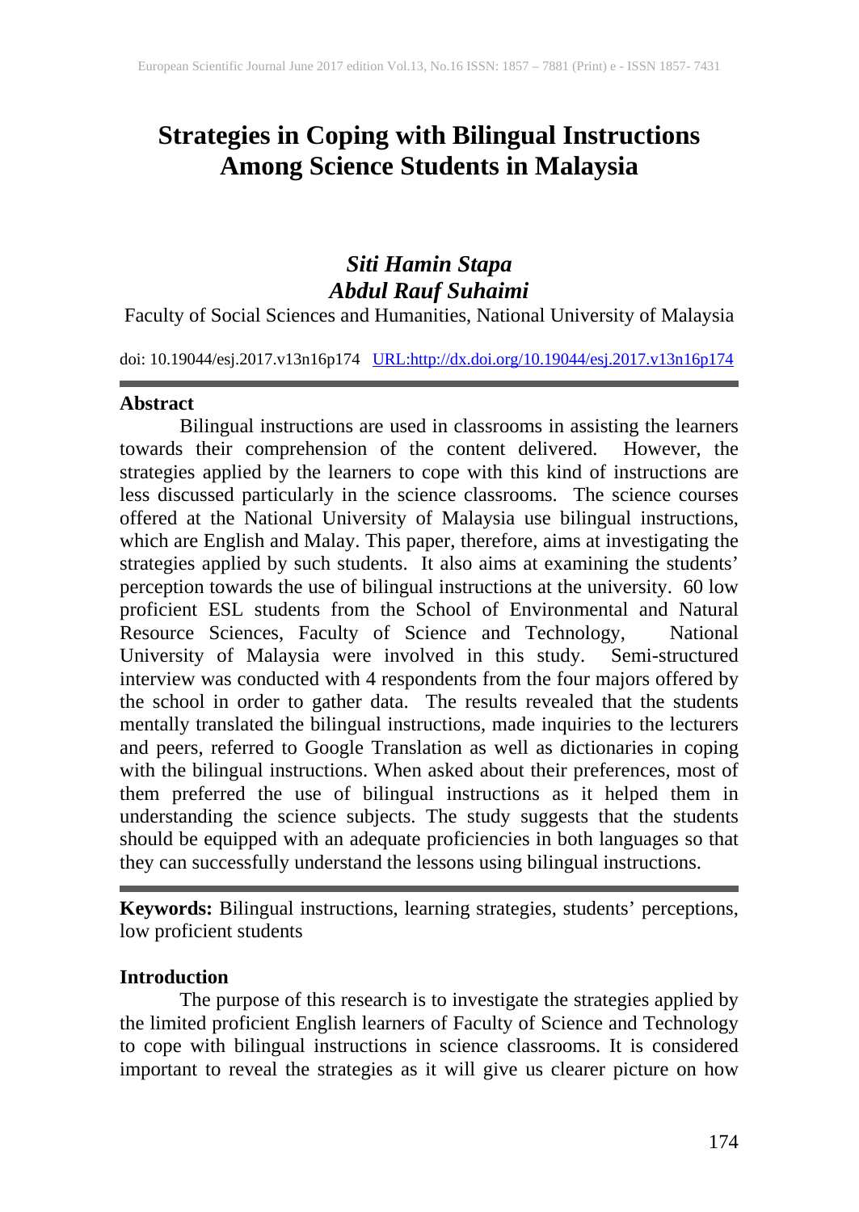# Strategies in Coping with Bilingual Instructions Among Science Students in Malaysia

***Siti Hamin Stapa***
***Abdul Rauf Suhaimi***

Faculty of Social Sciences and Humanities, National University of Malaysia

doi: 10.19044/esj.2017.v13n16p174 URL:http://dx.doi.org/10.19044/esj.2017.v13n16p174

## Abstract

Bilingual instructions are used in classrooms in assisting the learners towards their comprehension of the content delivered. However, the strategies applied by the learners to cope with this kind of instructions are less discussed particularly in the science classrooms. The science courses offered at the National University of Malaysia use bilingual instructions, which are English and Malay. This paper, therefore, aims at investigating the strategies applied by such students. It also aims at examining the students' perception towards the use of bilingual instructions at the university. 60 low proficient ESL students from the School of Environmental and Natural Resource Sciences, Faculty of Science and Technology, National University of Malaysia were involved in this study. Semi-structured interview was conducted with 4 respondents from the four majors offered by the school in order to gather data. The results revealed that the students mentally translated the bilingual instructions, made inquiries to the lecturers and peers, referred to Google Translation as well as dictionaries in coping with the bilingual instructions. When asked about their preferences, most of them preferred the use of bilingual instructions as it helped them in understanding the science subjects. The study suggests that the students should be equipped with an adequate proficiencies in both languages so that they can successfully understand the lessons using bilingual instructions.

**Keywords:** Bilingual instructions, learning strategies, students' perceptions, low proficient students

## Introduction

The purpose of this research is to investigate the strategies applied by the limited proficient English learners of Faculty of Science and Technology to cope with bilingual instructions in science classrooms. It is considered important to reveal the strategies as it will give us clearer picture on how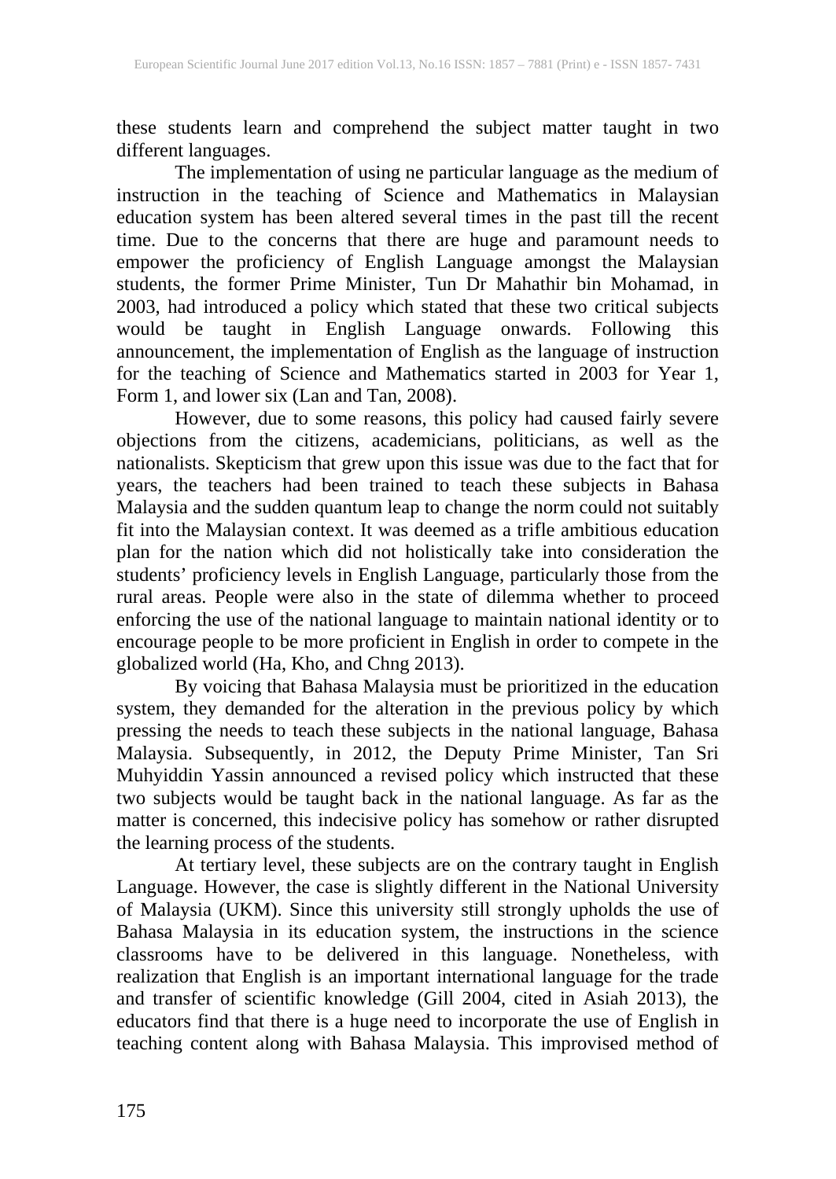these students learn and comprehend the subject matter taught in two different languages.

The implementation of using ne particular language as the medium of instruction in the teaching of Science and Mathematics in Malaysian education system has been altered several times in the past till the recent time. Due to the concerns that there are huge and paramount needs to empower the proficiency of English Language amongst the Malaysian students, the former Prime Minister, Tun Dr Mahathir bin Mohamad, in 2003, had introduced a policy which stated that these two critical subjects would be taught in English Language onwards. Following this announcement, the implementation of English as the language of instruction for the teaching of Science and Mathematics started in 2003 for Year 1, Form 1, and lower six (Lan and Tan, 2008).

However, due to some reasons, this policy had caused fairly severe objections from the citizens, academicians, politicians, as well as the nationalists. Skepticism that grew upon this issue was due to the fact that for years, the teachers had been trained to teach these subjects in Bahasa Malaysia and the sudden quantum leap to change the norm could not suitably fit into the Malaysian context. It was deemed as a trifle ambitious education plan for the nation which did not holistically take into consideration the students' proficiency levels in English Language, particularly those from the rural areas. People were also in the state of dilemma whether to proceed enforcing the use of the national language to maintain national identity or to encourage people to be more proficient in English in order to compete in the globalized world (Ha, Kho, and Chng 2013).

By voicing that Bahasa Malaysia must be prioritized in the education system, they demanded for the alteration in the previous policy by which pressing the needs to teach these subjects in the national language, Bahasa Malaysia. Subsequently, in 2012, the Deputy Prime Minister, Tan Sri Muhyiddin Yassin announced a revised policy which instructed that these two subjects would be taught back in the national language. As far as the matter is concerned, this indecisive policy has somehow or rather disrupted the learning process of the students.

At tertiary level, these subjects are on the contrary taught in English Language. However, the case is slightly different in the National University of Malaysia (UKM). Since this university still strongly upholds the use of Bahasa Malaysia in its education system, the instructions in the science classrooms have to be delivered in this language. Nonetheless, with realization that English is an important international language for the trade and transfer of scientific knowledge (Gill 2004, cited in Asiah 2013), the educators find that there is a huge need to incorporate the use of English in teaching content along with Bahasa Malaysia. This improvised method of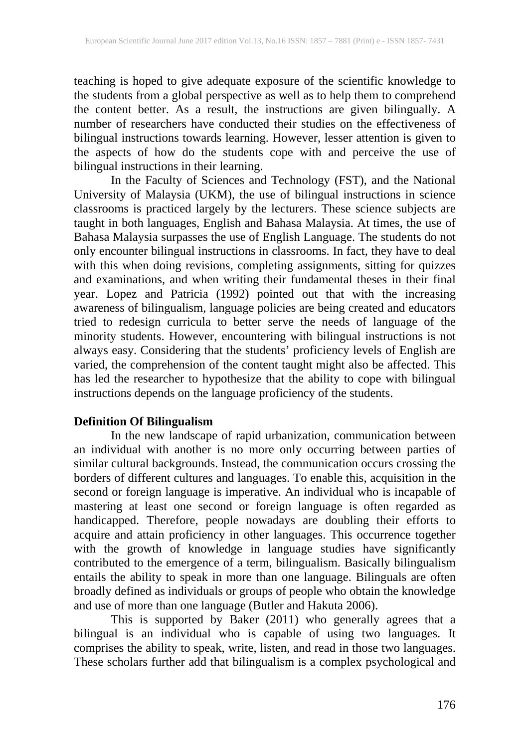teaching is hoped to give adequate exposure of the scientific knowledge to the students from a global perspective as well as to help them to comprehend the content better. As a result, the instructions are given bilingually. A number of researchers have conducted their studies on the effectiveness of bilingual instructions towards learning. However, lesser attention is given to the aspects of how do the students cope with and perceive the use of bilingual instructions in their learning.

In the Faculty of Sciences and Technology (FST), and the National University of Malaysia (UKM), the use of bilingual instructions in science classrooms is practiced largely by the lecturers. These science subjects are taught in both languages, English and Bahasa Malaysia. At times, the use of Bahasa Malaysia surpasses the use of English Language. The students do not only encounter bilingual instructions in classrooms. In fact, they have to deal with this when doing revisions, completing assignments, sitting for quizzes and examinations, and when writing their fundamental theses in their final year. Lopez and Patricia (1992) pointed out that with the increasing awareness of bilingualism, language policies are being created and educators tried to redesign curricula to better serve the needs of language of the minority students. However, encountering with bilingual instructions is not always easy. Considering that the students' proficiency levels of English are varied, the comprehension of the content taught might also be affected. This has led the researcher to hypothesize that the ability to cope with bilingual instructions depends on the language proficiency of the students.

**Definition Of Bilingualism**

In the new landscape of rapid urbanization, communication between an individual with another is no more only occurring between parties of similar cultural backgrounds. Instead, the communication occurs crossing the borders of different cultures and languages. To enable this, acquisition in the second or foreign language is imperative. An individual who is incapable of mastering at least one second or foreign language is often regarded as handicapped. Therefore, people nowadays are doubling their efforts to acquire and attain proficiency in other languages. This occurrence together with the growth of knowledge in language studies have significantly contributed to the emergence of a term, bilingualism. Basically bilingualism entails the ability to speak in more than one language. Bilinguals are often broadly defined as individuals or groups of people who obtain the knowledge and use of more than one language (Butler and Hakuta 2006).

This is supported by Baker (2011) who generally agrees that a bilingual is an individual who is capable of using two languages. It comprises the ability to speak, write, listen, and read in those two languages. These scholars further add that bilingualism is a complex psychological and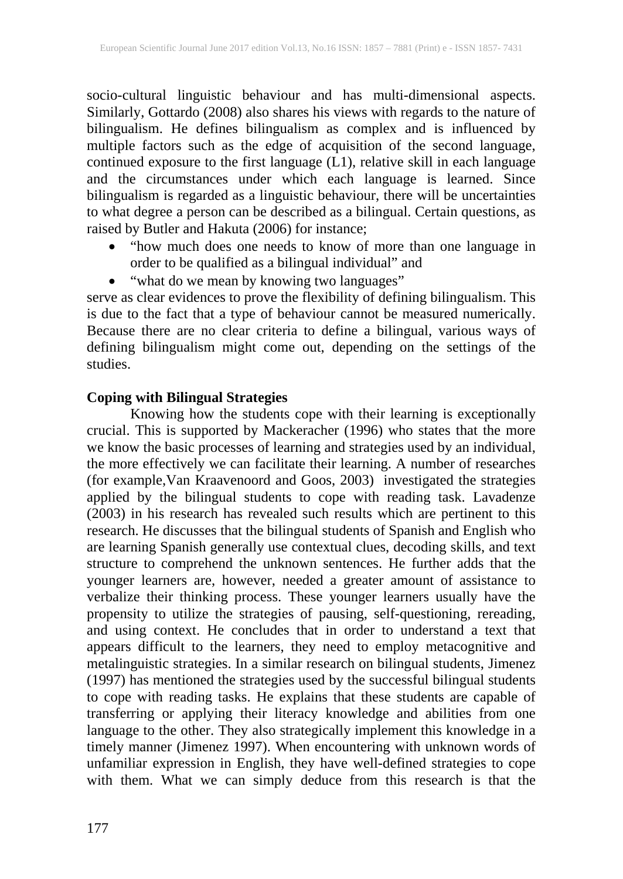socio-cultural linguistic behaviour and has multi-dimensional aspects. Similarly, Gottardo (2008) also shares his views with regards to the nature of bilingualism. He defines bilingualism as complex and is influenced by multiple factors such as the edge of acquisition of the second language, continued exposure to the first language (L1), relative skill in each language and the circumstances under which each language is learned. Since bilingualism is regarded as a linguistic behaviour, there will be uncertainties to what degree a person can be described as a bilingual. Certain questions, as raised by Butler and Hakuta (2006) for instance;

- "how much does one needs to know of more than one language in order to be qualified as a bilingual individual" and
- "what do we mean by knowing two languages"

serve as clear evidences to prove the flexibility of defining bilingualism. This is due to the fact that a type of behaviour cannot be measured numerically. Because there are no clear criteria to define a bilingual, various ways of defining bilingualism might come out, depending on the settings of the studies.

**Coping with Bilingual Strategies**

Knowing how the students cope with their learning is exceptionally crucial. This is supported by Mackeracher (1996) who states that the more we know the basic processes of learning and strategies used by an individual, the more effectively we can facilitate their learning. A number of researches (for example,Van Kraavenoord and Goos, 2003) investigated the strategies applied by the bilingual students to cope with reading task. Lavadenze (2003) in his research has revealed such results which are pertinent to this research. He discusses that the bilingual students of Spanish and English who are learning Spanish generally use contextual clues, decoding skills, and text structure to comprehend the unknown sentences. He further adds that the younger learners are, however, needed a greater amount of assistance to verbalize their thinking process. These younger learners usually have the propensity to utilize the strategies of pausing, self-questioning, rereading, and using context. He concludes that in order to understand a text that appears difficult to the learners, they need to employ metacognitive and metalinguistic strategies. In a similar research on bilingual students, Jimenez (1997) has mentioned the strategies used by the successful bilingual students to cope with reading tasks. He explains that these students are capable of transferring or applying their literacy knowledge and abilities from one language to the other. They also strategically implement this knowledge in a timely manner (Jimenez 1997). When encountering with unknown words of unfamiliar expression in English, they have well-defined strategies to cope with them. What we can simply deduce from this research is that the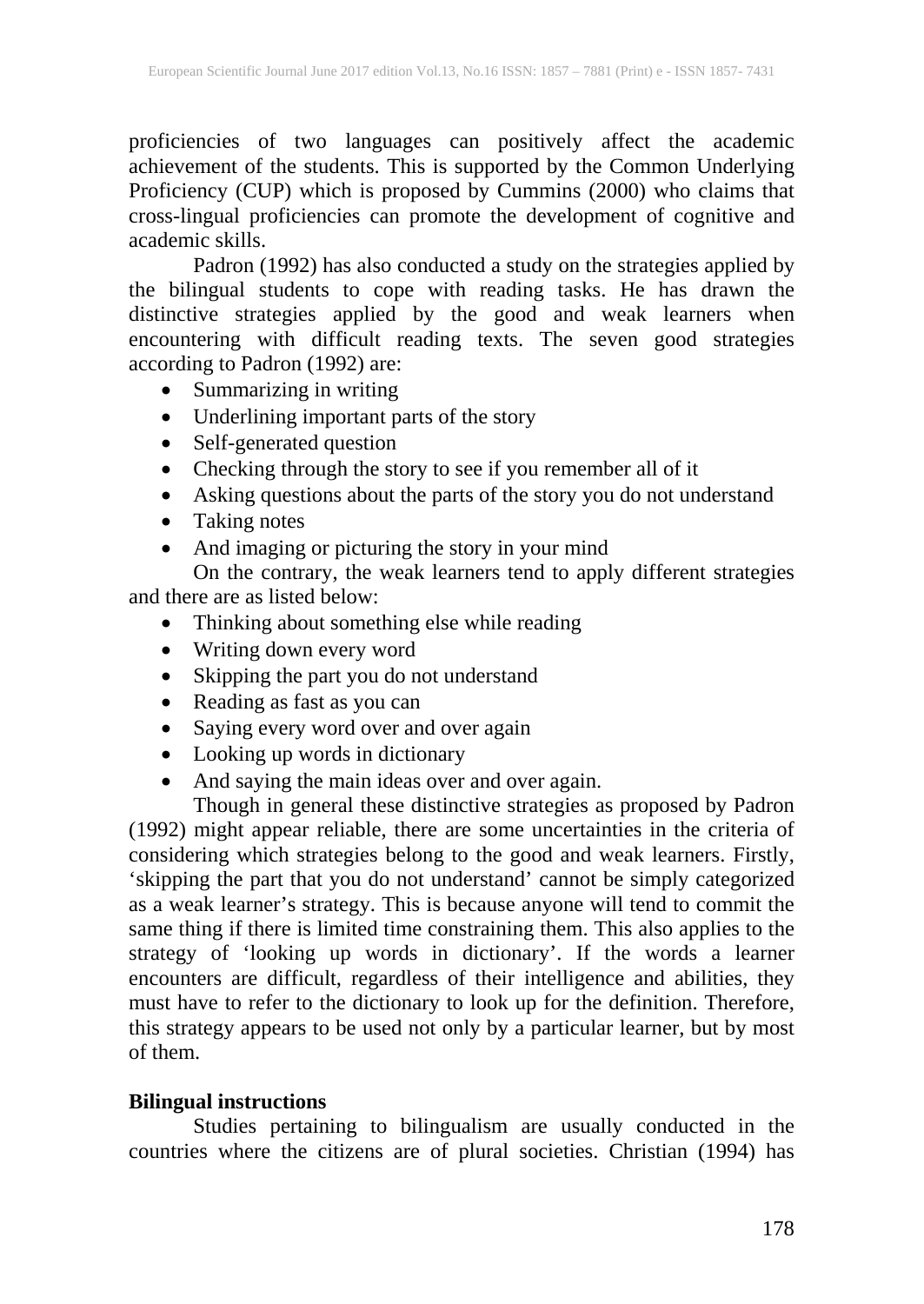proficiencies of two languages can positively affect the academic achievement of the students. This is supported by the Common Underlying Proficiency (CUP) which is proposed by Cummins (2000) who claims that cross-lingual proficiencies can promote the development of cognitive and academic skills.

Padron (1992) has also conducted a study on the strategies applied by the bilingual students to cope with reading tasks. He has drawn the distinctive strategies applied by the good and weak learners when encountering with difficult reading texts. The seven good strategies according to Padron (1992) are:

- Summarizing in writing
- Underlining important parts of the story
- Self-generated question
- Checking through the story to see if you remember all of it
- Asking questions about the parts of the story you do not understand
- Taking notes
- And imaging or picturing the story in your mind

On the contrary, the weak learners tend to apply different strategies and there are as listed below:

- Thinking about something else while reading
- Writing down every word
- Skipping the part you do not understand
- Reading as fast as you can
- Saying every word over and over again
- Looking up words in dictionary
- And saying the main ideas over and over again.

Though in general these distinctive strategies as proposed by Padron (1992) might appear reliable, there are some uncertainties in the criteria of considering which strategies belong to the good and weak learners. Firstly, 'skipping the part that you do not understand' cannot be simply categorized as a weak learner's strategy. This is because anyone will tend to commit the same thing if there is limited time constraining them. This also applies to the strategy of 'looking up words in dictionary'. If the words a learner encounters are difficult, regardless of their intelligence and abilities, they must have to refer to the dictionary to look up for the definition. Therefore, this strategy appears to be used not only by a particular learner, but by most of them.

**Bilingual instructions**

Studies pertaining to bilingualism are usually conducted in the countries where the citizens are of plural societies. Christian (1994) has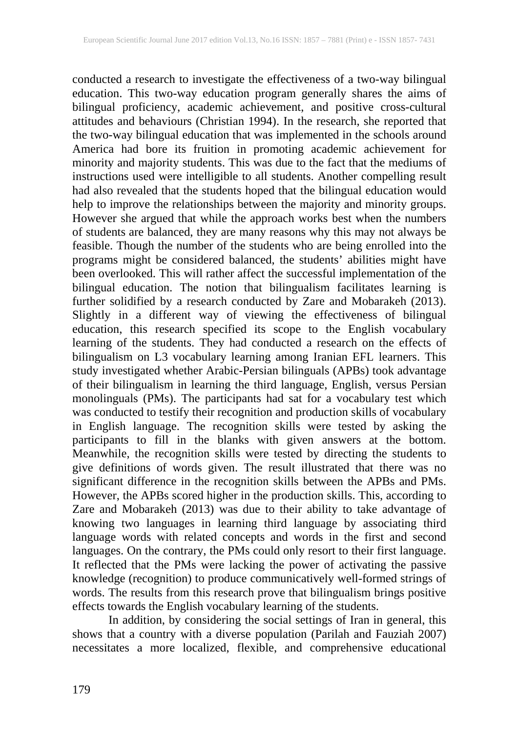conducted a research to investigate the effectiveness of a two-way bilingual education. This two-way education program generally shares the aims of bilingual proficiency, academic achievement, and positive cross-cultural attitudes and behaviours (Christian 1994). In the research, she reported that the two-way bilingual education that was implemented in the schools around America had bore its fruition in promoting academic achievement for minority and majority students. This was due to the fact that the mediums of instructions used were intelligible to all students. Another compelling result had also revealed that the students hoped that the bilingual education would help to improve the relationships between the majority and minority groups. However she argued that while the approach works best when the numbers of students are balanced, they are many reasons why this may not always be feasible. Though the number of the students who are being enrolled into the programs might be considered balanced, the students' abilities might have been overlooked. This will rather affect the successful implementation of the bilingual education. The notion that bilingualism facilitates learning is further solidified by a research conducted by Zare and Mobarakeh (2013). Slightly in a different way of viewing the effectiveness of bilingual education, this research specified its scope to the English vocabulary learning of the students. They had conducted a research on the effects of bilingualism on L3 vocabulary learning among Iranian EFL learners. This study investigated whether Arabic-Persian bilinguals (APBs) took advantage of their bilingualism in learning the third language, English, versus Persian monolinguals (PMs). The participants had sat for a vocabulary test which was conducted to testify their recognition and production skills of vocabulary in English language. The recognition skills were tested by asking the participants to fill in the blanks with given answers at the bottom. Meanwhile, the recognition skills were tested by directing the students to give definitions of words given. The result illustrated that there was no significant difference in the recognition skills between the APBs and PMs. However, the APBs scored higher in the production skills. This, according to Zare and Mobarakeh (2013) was due to their ability to take advantage of knowing two languages in learning third language by associating third language words with related concepts and words in the first and second languages. On the contrary, the PMs could only resort to their first language. It reflected that the PMs were lacking the power of activating the passive knowledge (recognition) to produce communicatively well-formed strings of words. The results from this research prove that bilingualism brings positive effects towards the English vocabulary learning of the students.

In addition, by considering the social settings of Iran in general, this shows that a country with a diverse population (Parilah and Fauziah 2007) necessitates a more localized, flexible, and comprehensive educational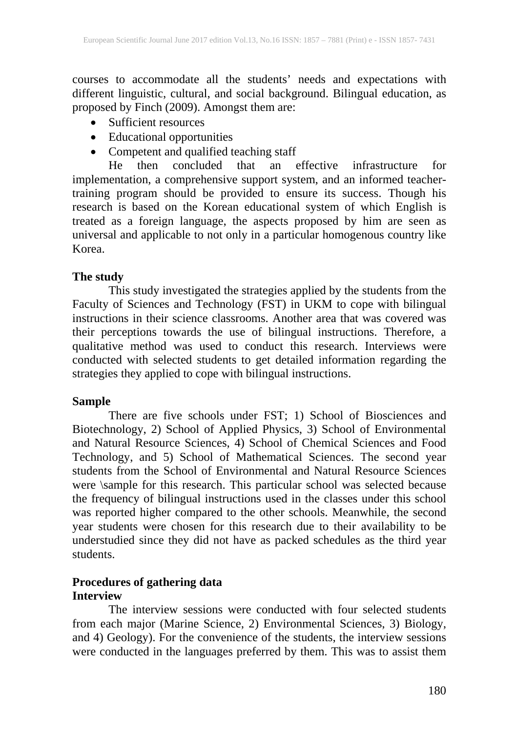courses to accommodate all the students' needs and expectations with different linguistic, cultural, and social background. Bilingual education, as proposed by Finch (2009). Amongst them are:

- Sufficient resources
- Educational opportunities
- Competent and qualified teaching staff

He then concluded that an effective infrastructure for implementation, a comprehensive support system, and an informed teacher-training program should be provided to ensure its success. Though his research is based on the Korean educational system of which English is treated as a foreign language, the aspects proposed by him are seen as universal and applicable to not only in a particular homogenous country like Korea.

**The study**

This study investigated the strategies applied by the students from the Faculty of Sciences and Technology (FST) in UKM to cope with bilingual instructions in their science classrooms. Another area that was covered was their perceptions towards the use of bilingual instructions. Therefore, a qualitative method was used to conduct this research. Interviews were conducted with selected students to get detailed information regarding the strategies they applied to cope with bilingual instructions.

**Sample**

There are five schools under FST; 1) School of Biosciences and Biotechnology, 2) School of Applied Physics, 3) School of Environmental and Natural Resource Sciences, 4) School of Chemical Sciences and Food Technology, and 5) School of Mathematical Sciences. The second year students from the School of Environmental and Natural Resource Sciences were \sample for this research. This particular school was selected because the frequency of bilingual instructions used in the classes under this school was reported higher compared to the other schools. Meanwhile, the second year students were chosen for this research due to their availability to be understudied since they did not have as packed schedules as the third year students.

**Procedures of gathering data**

**Interview**

The interview sessions were conducted with four selected students from each major (Marine Science, 2) Environmental Sciences, 3) Biology, and 4) Geology). For the convenience of the students, the interview sessions were conducted in the languages preferred by them. This was to assist them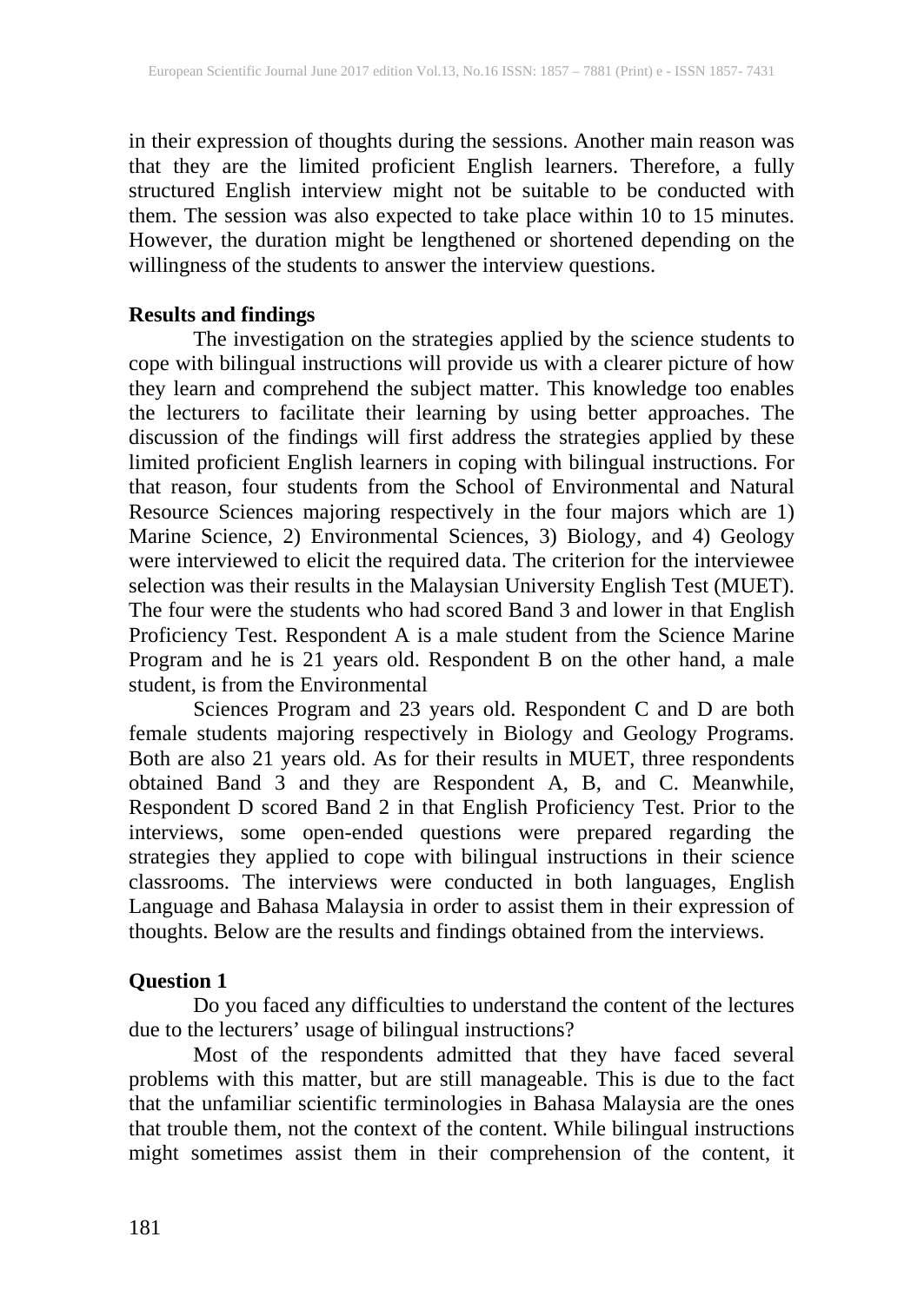in their expression of thoughts during the sessions. Another main reason was that they are the limited proficient English learners. Therefore, a fully structured English interview might not be suitable to be conducted with them. The session was also expected to take place within 10 to 15 minutes. However, the duration might be lengthened or shortened depending on the willingness of the students to answer the interview questions.

## Results and findings

The investigation on the strategies applied by the science students to cope with bilingual instructions will provide us with a clearer picture of how they learn and comprehend the subject matter. This knowledge too enables the lecturers to facilitate their learning by using better approaches. The discussion of the findings will first address the strategies applied by these limited proficient English learners in coping with bilingual instructions. For that reason, four students from the School of Environmental and Natural Resource Sciences majoring respectively in the four majors which are 1) Marine Science, 2) Environmental Sciences, 3) Biology, and 4) Geology were interviewed to elicit the required data. The criterion for the interviewee selection was their results in the Malaysian University English Test (MUET). The four were the students who had scored Band 3 and lower in that English Proficiency Test. Respondent A is a male student from the Science Marine Program and he is 21 years old. Respondent B on the other hand, a male student, is from the Environmental

Sciences Program and 23 years old. Respondent C and D are both female students majoring respectively in Biology and Geology Programs. Both are also 21 years old. As for their results in MUET, three respondents obtained Band 3 and they are Respondent A, B, and C. Meanwhile, Respondent D scored Band 2 in that English Proficiency Test. Prior to the interviews, some open-ended questions were prepared regarding the strategies they applied to cope with bilingual instructions in their science classrooms. The interviews were conducted in both languages, English Language and Bahasa Malaysia in order to assist them in their expression of thoughts. Below are the results and findings obtained from the interviews.

### Question 1

Do you faced any difficulties to understand the content of the lectures due to the lecturers' usage of bilingual instructions?

Most of the respondents admitted that they have faced several problems with this matter, but are still manageable. This is due to the fact that the unfamiliar scientific terminologies in Bahasa Malaysia are the ones that trouble them, not the context of the content. While bilingual instructions might sometimes assist them in their comprehension of the content, it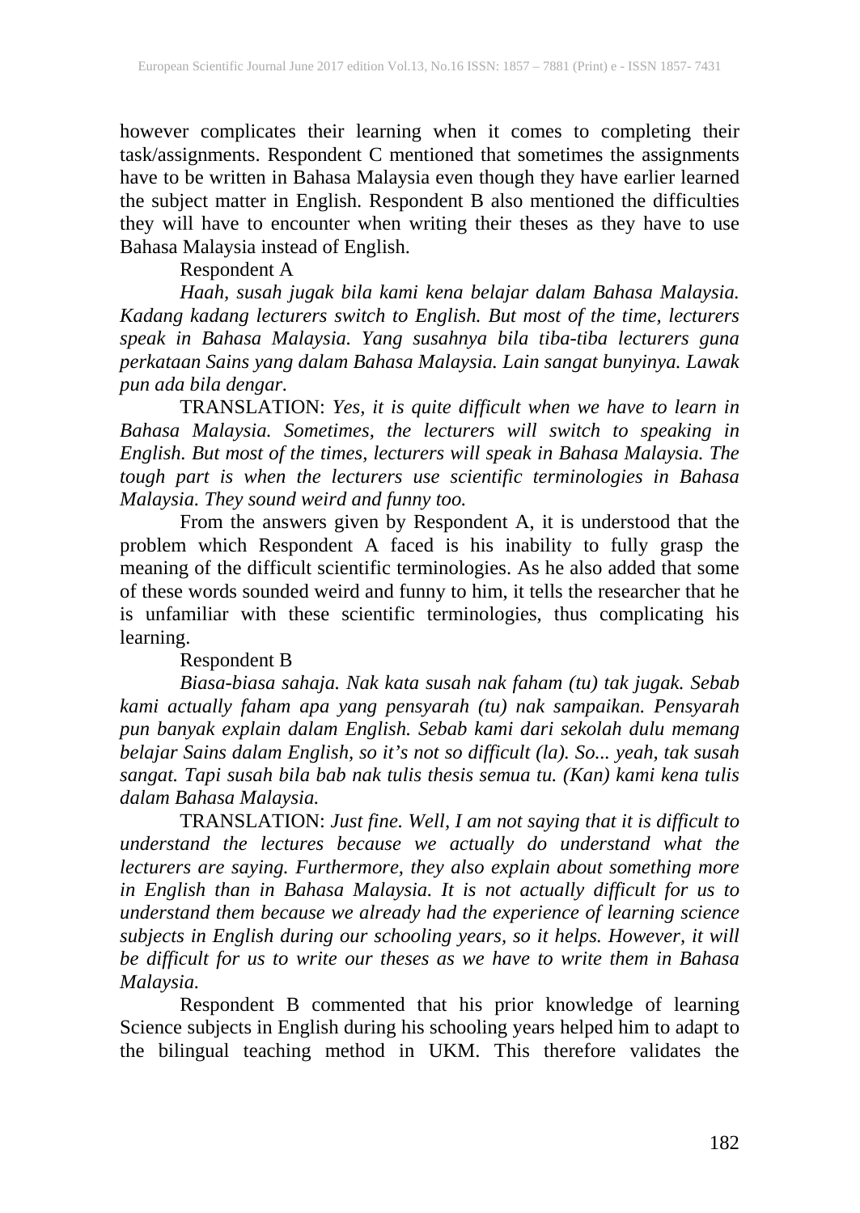however complicates their learning when it comes to completing their task/assignments. Respondent C mentioned that sometimes the assignments have to be written in Bahasa Malaysia even though they have earlier learned the subject matter in English. Respondent B also mentioned the difficulties they will have to encounter when writing their theses as they have to use Bahasa Malaysia instead of English.

Respondent A

*Haah, susah jugak bila kami kena belajar dalam Bahasa Malaysia. Kadang kadang lecturers switch to English. But most of the time, lecturers speak in Bahasa Malaysia. Yang susahnya bila tiba-tiba lecturers guna perkataan Sains yang dalam Bahasa Malaysia. Lain sangat bunyinya. Lawak pun ada bila dengar.*

TRANSLATION: *Yes, it is quite difficult when we have to learn in Bahasa Malaysia. Sometimes, the lecturers will switch to speaking in English. But most of the times, lecturers will speak in Bahasa Malaysia. The tough part is when the lecturers use scientific terminologies in Bahasa Malaysia. They sound weird and funny too.*

From the answers given by Respondent A, it is understood that the problem which Respondent A faced is his inability to fully grasp the meaning of the difficult scientific terminologies. As he also added that some of these words sounded weird and funny to him, it tells the researcher that he is unfamiliar with these scientific terminologies, thus complicating his learning.

Respondent B

*Biasa-biasa sahaja. Nak kata susah nak faham (tu) tak jugak. Sebab kami actually faham apa yang pensyarah (tu) nak sampaikan. Pensyarah pun banyak explain dalam English. Sebab kami dari sekolah dulu memang belajar Sains dalam English, so it's not so difficult (la). So... yeah, tak susah sangat. Tapi susah bila bab nak tulis thesis semua tu. (Kan) kami kena tulis dalam Bahasa Malaysia.*

TRANSLATION: *Just fine. Well, I am not saying that it is difficult to understand the lectures because we actually do understand what the lecturers are saying. Furthermore, they also explain about something more in English than in Bahasa Malaysia. It is not actually difficult for us to understand them because we already had the experience of learning science subjects in English during our schooling years, so it helps. However, it will be difficult for us to write our theses as we have to write them in Bahasa Malaysia.*

Respondent B commented that his prior knowledge of learning Science subjects in English during his schooling years helped him to adapt to the bilingual teaching method in UKM. This therefore validates the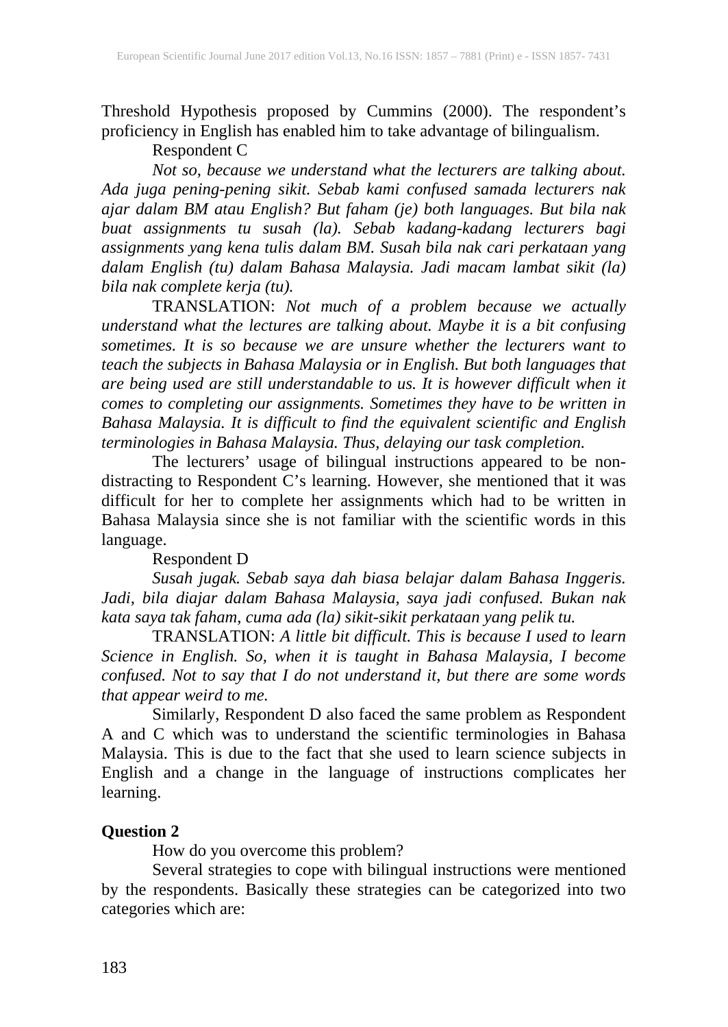Threshold Hypothesis proposed by Cummins (2000). The respondent's proficiency in English has enabled him to take advantage of bilingualism.

Respondent C

*Not so, because we understand what the lecturers are talking about. Ada juga pening-pening sikit. Sebab kami confused samada lecturers nak ajar dalam BM atau English? But faham (je) both languages. But bila nak buat assignments tu susah (la). Sebab kadang-kadang lecturers bagi assignments yang kena tulis dalam BM. Susah bila nak cari perkataan yang dalam English (tu) dalam Bahasa Malaysia. Jadi macam lambat sikit (la) bila nak complete kerja (tu).*

TRANSLATION: *Not much of a problem because we actually understand what the lectures are talking about. Maybe it is a bit confusing sometimes. It is so because we are unsure whether the lecturers want to teach the subjects in Bahasa Malaysia or in English. But both languages that are being used are still understandable to us. It is however difficult when it comes to completing our assignments. Sometimes they have to be written in Bahasa Malaysia. It is difficult to find the equivalent scientific and English terminologies in Bahasa Malaysia. Thus, delaying our task completion.*

The lecturers' usage of bilingual instructions appeared to be non-distracting to Respondent C's learning. However, she mentioned that it was difficult for her to complete her assignments which had to be written in Bahasa Malaysia since she is not familiar with the scientific words in this language.

Respondent D

*Susah jugak. Sebab saya dah biasa belajar dalam Bahasa Inggeris. Jadi, bila diajar dalam Bahasa Malaysia, saya jadi confused. Bukan nak kata saya tak faham, cuma ada (la) sikit-sikit perkataan yang pelik tu.*

TRANSLATION: *A little bit difficult. This is because I used to learn Science in English. So, when it is taught in Bahasa Malaysia, I become confused. Not to say that I do not understand it, but there are some words that appear weird to me.*

Similarly, Respondent D also faced the same problem as Respondent A and C which was to understand the scientific terminologies in Bahasa Malaysia. This is due to the fact that she used to learn science subjects in English and a change in the language of instructions complicates her learning.

**Question 2**

How do you overcome this problem?

Several strategies to cope with bilingual instructions were mentioned by the respondents. Basically these strategies can be categorized into two categories which are: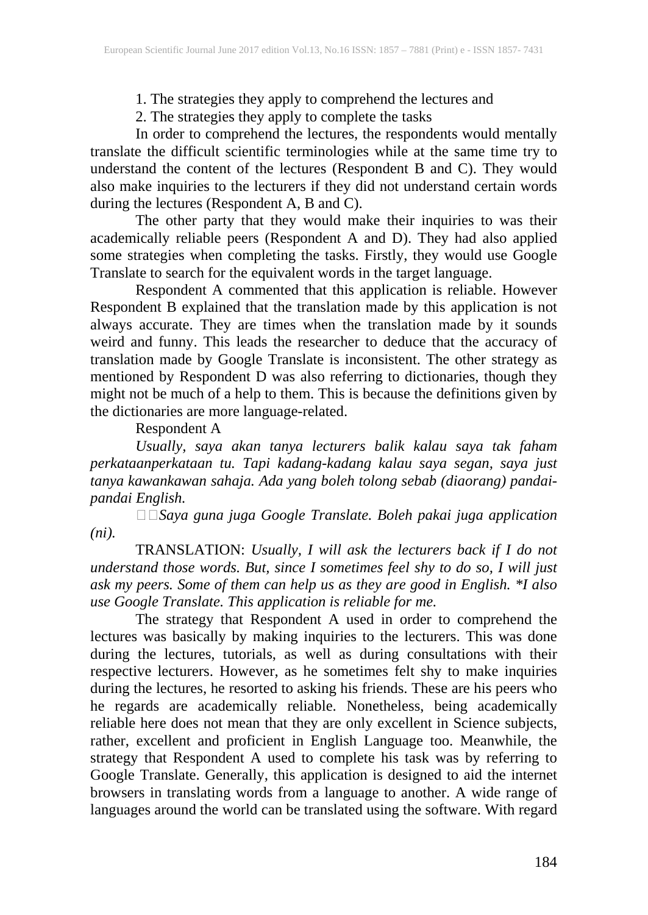1. The strategies they apply to comprehend the lectures and
2. The strategies they apply to complete the tasks

In order to comprehend the lectures, the respondents would mentally translate the difficult scientific terminologies while at the same time try to understand the content of the lectures (Respondent B and C). They would also make inquiries to the lecturers if they did not understand certain words during the lectures (Respondent A, B and C).

The other party that they would make their inquiries to was their academically reliable peers (Respondent A and D). They had also applied some strategies when completing the tasks. Firstly, they would use Google Translate to search for the equivalent words in the target language.

Respondent A commented that this application is reliable. However Respondent B explained that the translation made by this application is not always accurate. They are times when the translation made by it sounds weird and funny. This leads the researcher to deduce that the accuracy of translation made by Google Translate is inconsistent. The other strategy as mentioned by Respondent D was also referring to dictionaries, though they might not be much of a help to them. This is because the definitions given by the dictionaries are more language-related.

Respondent A

*Usually, saya akan tanya lecturers balik kalau saya tak faham perkataanperkataan tu. Tapi kadang-kadang kalau saya segan, saya just tanya kawankawan sahaja. Ada yang boleh tolong sebab (diaorang) pandai-pandai English.*

*Saya guna juga Google Translate. Boleh pakai juga application (ni).*

TRANSLATION: *Usually, I will ask the lecturers back if I do not understand those words. But, since I sometimes feel shy to do so, I will just ask my peers. Some of them can help us as they are good in English. *I also use Google Translate. This application is reliable for me.*

The strategy that Respondent A used in order to comprehend the lectures was basically by making inquiries to the lecturers. This was done during the lectures, tutorials, as well as during consultations with their respective lecturers. However, as he sometimes felt shy to make inquiries during the lectures, he resorted to asking his friends. These are his peers who he regards are academically reliable. Nonetheless, being academically reliable here does not mean that they are only excellent in Science subjects, rather, excellent and proficient in English Language too. Meanwhile, the strategy that Respondent A used to complete his task was by referring to Google Translate. Generally, this application is designed to aid the internet browsers in translating words from a language to another. A wide range of languages around the world can be translated using the software. With regard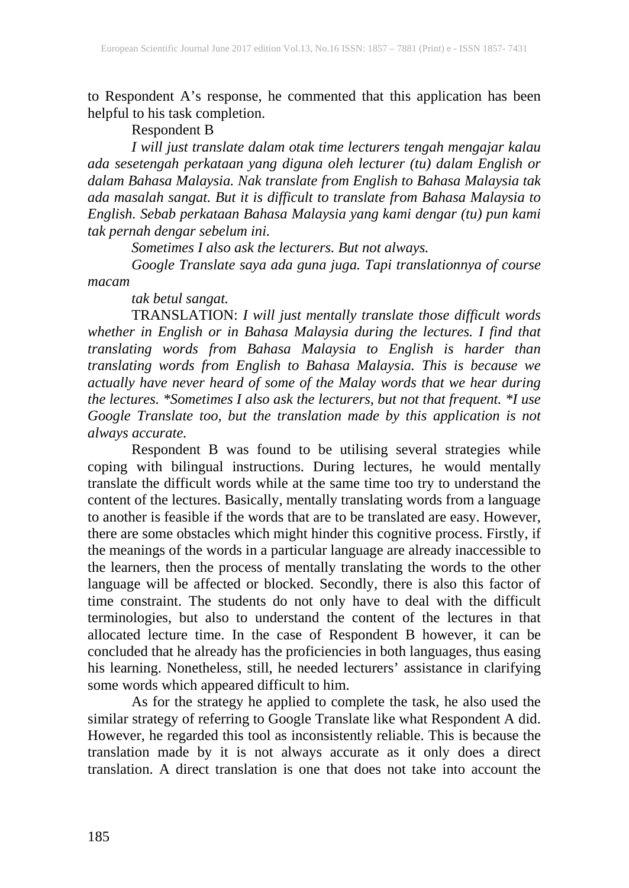to Respondent A's response, he commented that this application has been helpful to his task completion.

Respondent B

*I will just translate dalam otak time lecturers tengah mengajar kalau ada sesetengah perkataan yang diguna oleh lecturer (tu) dalam English or dalam Bahasa Malaysia. Nak translate from English to Bahasa Malaysia tak ada masalah sangat. But it is difficult to translate from Bahasa Malaysia to English. Sebab perkataan Bahasa Malaysia yang kami dengar (tu) pun kami tak pernah dengar sebelum ini.*

*Sometimes I also ask the lecturers. But not always.*

*Google Translate saya ada guna juga. Tapi translationnya of course macam*

*tak betul sangat.*

TRANSLATION: *I will just mentally translate those difficult words whether in English or in Bahasa Malaysia during the lectures. I find that translating words from Bahasa Malaysia to English is harder than translating words from English to Bahasa Malaysia. This is because we actually have never heard of some of the Malay words that we hear during the lectures. *Sometimes I also ask the lecturers, but not that frequent. *I use Google Translate too, but the translation made by this application is not always accurate.*

Respondent B was found to be utilising several strategies while coping with bilingual instructions. During lectures, he would mentally translate the difficult words while at the same time too try to understand the content of the lectures. Basically, mentally translating words from a language to another is feasible if the words that are to be translated are easy. However, there are some obstacles which might hinder this cognitive process. Firstly, if the meanings of the words in a particular language are already inaccessible to the learners, then the process of mentally translating the words to the other language will be affected or blocked. Secondly, there is also this factor of time constraint. The students do not only have to deal with the difficult terminologies, but also to understand the content of the lectures in that allocated lecture time. In the case of Respondent B however, it can be concluded that he already has the proficiencies in both languages, thus easing his learning. Nonetheless, still, he needed lecturers' assistance in clarifying some words which appeared difficult to him.

As for the strategy he applied to complete the task, he also used the similar strategy of referring to Google Translate like what Respondent A did. However, he regarded this tool as inconsistently reliable. This is because the translation made by it is not always accurate as it only does a direct translation. A direct translation is one that does not take into account the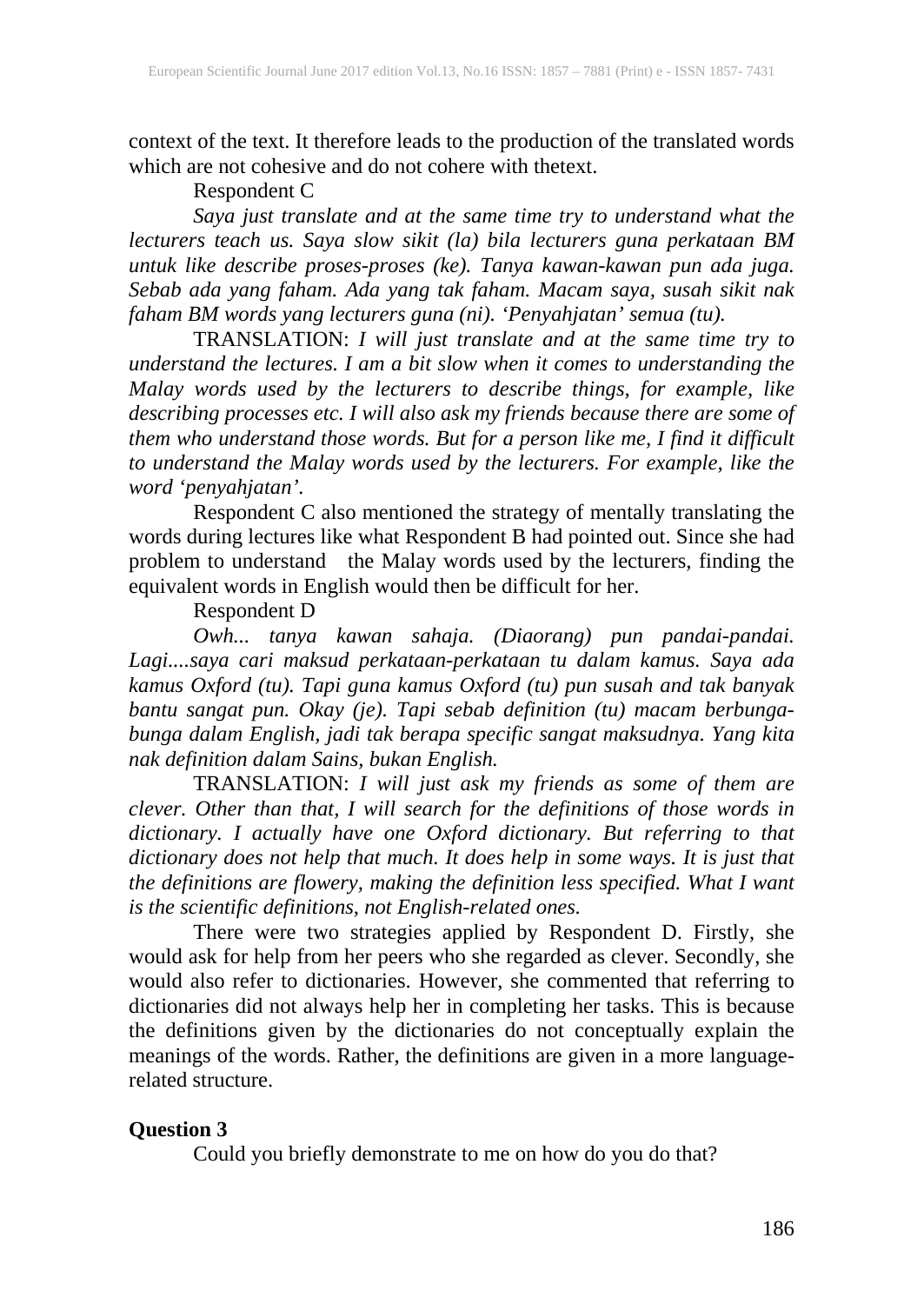context of the text. It therefore leads to the production of the translated words which are not cohesive and do not cohere with thetext.

Respondent C

*Saya just translate and at the same time try to understand what the lecturers teach us. Saya slow sikit (la) bila lecturers guna perkataan BM untuk like describe proses-proses (ke). Tanya kawan-kawan pun ada juga. Sebab ada yang faham. Ada yang tak faham. Macam saya, susah sikit nak faham BM words yang lecturers guna (ni). 'Penyahjatan' semua (tu).*

TRANSLATION: *I will just translate and at the same time try to understand the lectures. I am a bit slow when it comes to understanding the Malay words used by the lecturers to describe things, for example, like describing processes etc. I will also ask my friends because there are some of them who understand those words. But for a person like me, I find it difficult to understand the Malay words used by the lecturers. For example, like the word 'penyahjatan'.*

Respondent C also mentioned the strategy of mentally translating the words during lectures like what Respondent B had pointed out. Since she had problem to understand the Malay words used by the lecturers, finding the equivalent words in English would then be difficult for her.

Respondent D

*Owh... tanya kawan sahaja. (Diaorang) pun pandai-pandai. Lagi....saya cari maksud perkataan-perkataan tu dalam kamus. Saya ada kamus Oxford (tu). Tapi guna kamus Oxford (tu) pun susah and tak banyak bantu sangat pun. Okay (je). Tapi sebab definition (tu) macam berbunga-bunga dalam English, jadi tak berapa specific sangat maksudnya. Yang kita nak definition dalam Sains, bukan English.*

TRANSLATION: *I will just ask my friends as some of them are clever. Other than that, I will search for the definitions of those words in dictionary. I actually have one Oxford dictionary. But referring to that dictionary does not help that much. It does help in some ways. It is just that the definitions are flowery, making the definition less specified. What I want is the scientific definitions, not English-related ones.*

There were two strategies applied by Respondent D. Firstly, she would ask for help from her peers who she regarded as clever. Secondly, she would also refer to dictionaries. However, she commented that referring to dictionaries did not always help her in completing her tasks. This is because the definitions given by the dictionaries do not conceptually explain the meanings of the words. Rather, the definitions are given in a more language-related structure.

**Question 3**

Could you briefly demonstrate to me on how do you do that?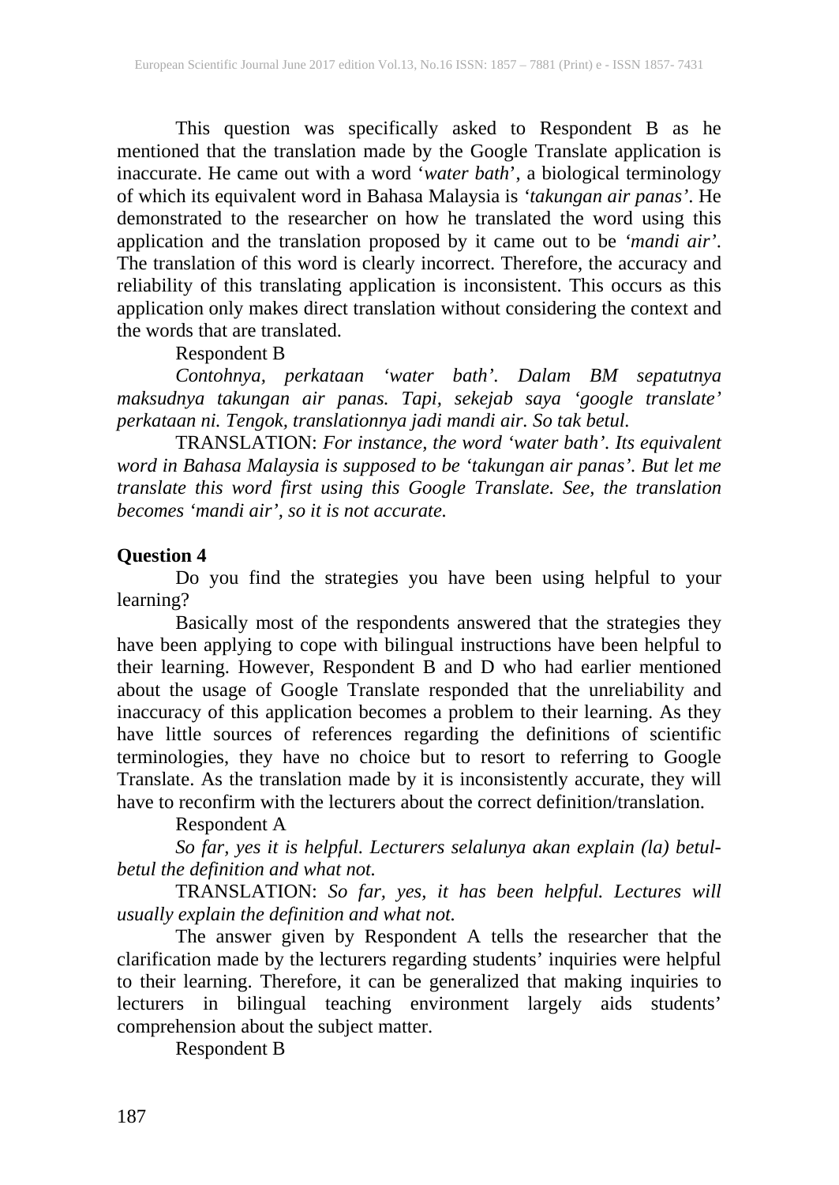This question was specifically asked to Respondent B as he mentioned that the translation made by the Google Translate application is inaccurate. He came out with a word '*water bath*', a biological terminology of which its equivalent word in Bahasa Malaysia is '*takungan air panas'*. He demonstrated to the researcher on how he translated the word using this application and the translation proposed by it came out to be *'mandi air'*. The translation of this word is clearly incorrect. Therefore, the accuracy and reliability of this translating application is inconsistent. This occurs as this application only makes direct translation without considering the context and the words that are translated.

Respondent B

*Contohnya, perkataan 'water bath'. Dalam BM sepatutnya maksudnya takungan air panas. Tapi, sekejab saya 'google translate' perkataan ni. Tengok, translationnya jadi mandi air. So tak betul.*

TRANSLATION: *For instance, the word 'water bath'. Its equivalent word in Bahasa Malaysia is supposed to be 'takungan air panas'. But let me translate this word first using this Google Translate. See, the translation becomes 'mandi air', so it is not accurate.*

**Question 4**

Do you find the strategies you have been using helpful to your learning?

Basically most of the respondents answered that the strategies they have been applying to cope with bilingual instructions have been helpful to their learning. However, Respondent B and D who had earlier mentioned about the usage of Google Translate responded that the unreliability and inaccuracy of this application becomes a problem to their learning. As they have little sources of references regarding the definitions of scientific terminologies, they have no choice but to resort to referring to Google Translate. As the translation made by it is inconsistently accurate, they will have to reconfirm with the lecturers about the correct definition/translation.

Respondent A

*So far, yes it is helpful. Lecturers selalunya akan explain (la) betul-betul the definition and what not.*

TRANSLATION: *So far, yes, it has been helpful. Lectures will usually explain the definition and what not.*

The answer given by Respondent A tells the researcher that the clarification made by the lecturers regarding students' inquiries were helpful to their learning. Therefore, it can be generalized that making inquiries to lecturers in bilingual teaching environment largely aids students' comprehension about the subject matter.

Respondent B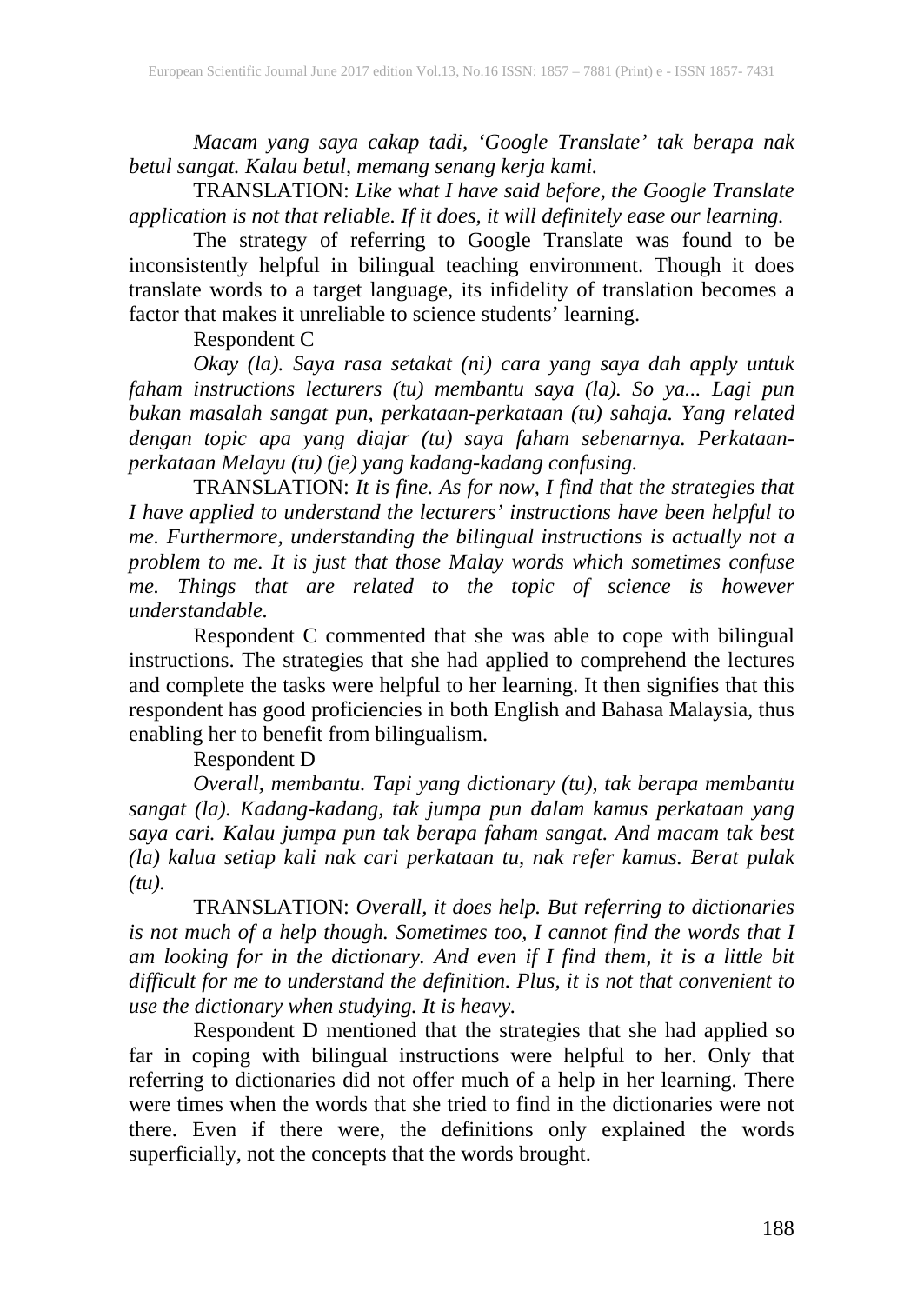*Macam yang saya cakap tadi, 'Google Translate' tak berapa nak betul sangat. Kalau betul, memang senang kerja kami.*

TRANSLATION: *Like what I have said before, the Google Translate application is not that reliable. If it does, it will definitely ease our learning.*

The strategy of referring to Google Translate was found to be inconsistently helpful in bilingual teaching environment. Though it does translate words to a target language, its infidelity of translation becomes a factor that makes it unreliable to science students' learning.

Respondent C

*Okay (la). Saya rasa setakat (ni) cara yang saya dah apply untuk faham instructions lecturers (tu) membantu saya (la). So ya... Lagi pun bukan masalah sangat pun, perkataan-perkataan (tu) sahaja. Yang related dengan topic apa yang diajar (tu) saya faham sebenarnya. Perkataan-perkataan Melayu (tu) (je) yang kadang-kadang confusing.*

TRANSLATION: *It is fine. As for now, I find that the strategies that I have applied to understand the lecturers' instructions have been helpful to me. Furthermore, understanding the bilingual instructions is actually not a problem to me. It is just that those Malay words which sometimes confuse me. Things that are related to the topic of science is however understandable.*

Respondent C commented that she was able to cope with bilingual instructions. The strategies that she had applied to comprehend the lectures and complete the tasks were helpful to her learning. It then signifies that this respondent has good proficiencies in both English and Bahasa Malaysia, thus enabling her to benefit from bilingualism.

Respondent D

*Overall, membantu. Tapi yang dictionary (tu), tak berapa membantu sangat (la). Kadang-kadang, tak jumpa pun dalam kamus perkataan yang saya cari. Kalau jumpa pun tak berapa faham sangat. And macam tak best (la) kalua setiap kali nak cari perkataan tu, nak refer kamus. Berat pulak (tu).*

TRANSLATION: *Overall, it does help. But referring to dictionaries is not much of a help though. Sometimes too, I cannot find the words that I am looking for in the dictionary. And even if I find them, it is a little bit difficult for me to understand the definition. Plus, it is not that convenient to use the dictionary when studying. It is heavy.*

Respondent D mentioned that the strategies that she had applied so far in coping with bilingual instructions were helpful to her. Only that referring to dictionaries did not offer much of a help in her learning. There were times when the words that she tried to find in the dictionaries were not there. Even if there were, the definitions only explained the words superficially, not the concepts that the words brought.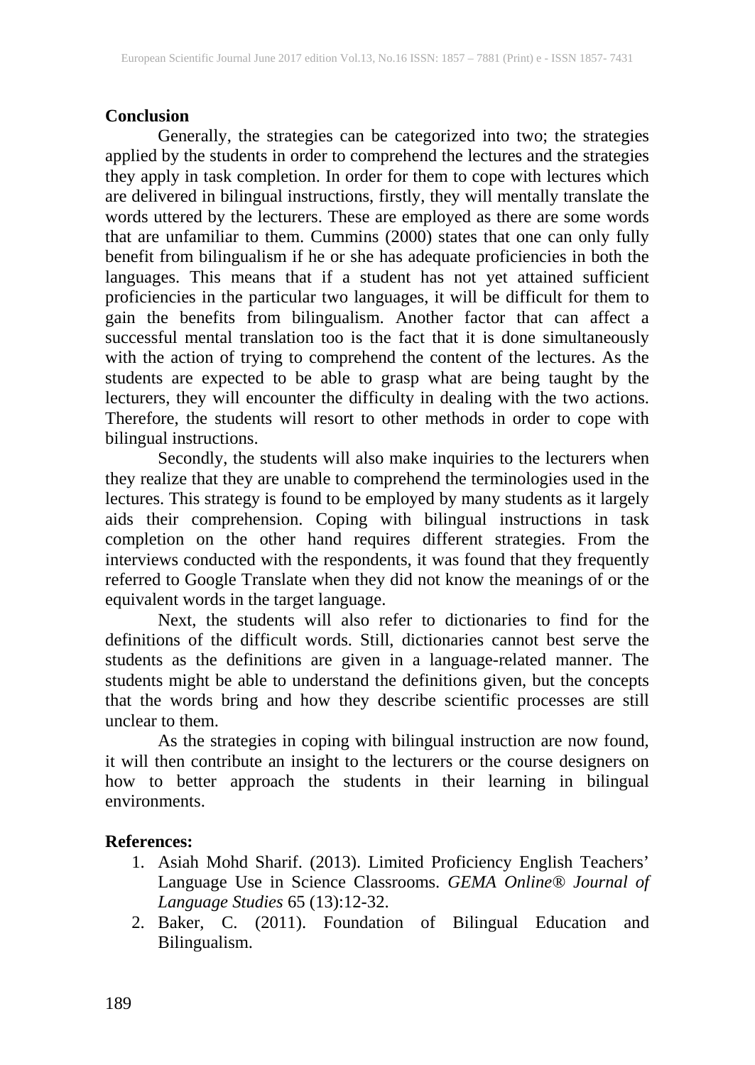## Conclusion

Generally, the strategies can be categorized into two; the strategies applied by the students in order to comprehend the lectures and the strategies they apply in task completion. In order for them to cope with lectures which are delivered in bilingual instructions, firstly, they will mentally translate the words uttered by the lecturers. These are employed as there are some words that are unfamiliar to them. Cummins (2000) states that one can only fully benefit from bilingualism if he or she has adequate proficiencies in both the languages. This means that if a student has not yet attained sufficient proficiencies in the particular two languages, it will be difficult for them to gain the benefits from bilingualism. Another factor that can affect a successful mental translation too is the fact that it is done simultaneously with the action of trying to comprehend the content of the lectures. As the students are expected to be able to grasp what are being taught by the lecturers, they will encounter the difficulty in dealing with the two actions. Therefore, the students will resort to other methods in order to cope with bilingual instructions.

Secondly, the students will also make inquiries to the lecturers when they realize that they are unable to comprehend the terminologies used in the lectures. This strategy is found to be employed by many students as it largely aids their comprehension. Coping with bilingual instructions in task completion on the other hand requires different strategies. From the interviews conducted with the respondents, it was found that they frequently referred to Google Translate when they did not know the meanings of or the equivalent words in the target language.

Next, the students will also refer to dictionaries to find for the definitions of the difficult words. Still, dictionaries cannot best serve the students as the definitions are given in a language-related manner. The students might be able to understand the definitions given, but the concepts that the words bring and how they describe scientific processes are still unclear to them.

As the strategies in coping with bilingual instruction are now found, it will then contribute an insight to the lecturers or the course designers on how to better approach the students in their learning in bilingual environments.

## References:

1. Asiah Mohd Sharif. (2013). Limited Proficiency English Teachers' Language Use in Science Classrooms. *GEMA Online® Journal of Language Studies* 65 (13):12-32.
2. Baker, C. (2011). Foundation of Bilingual Education and Bilingualism.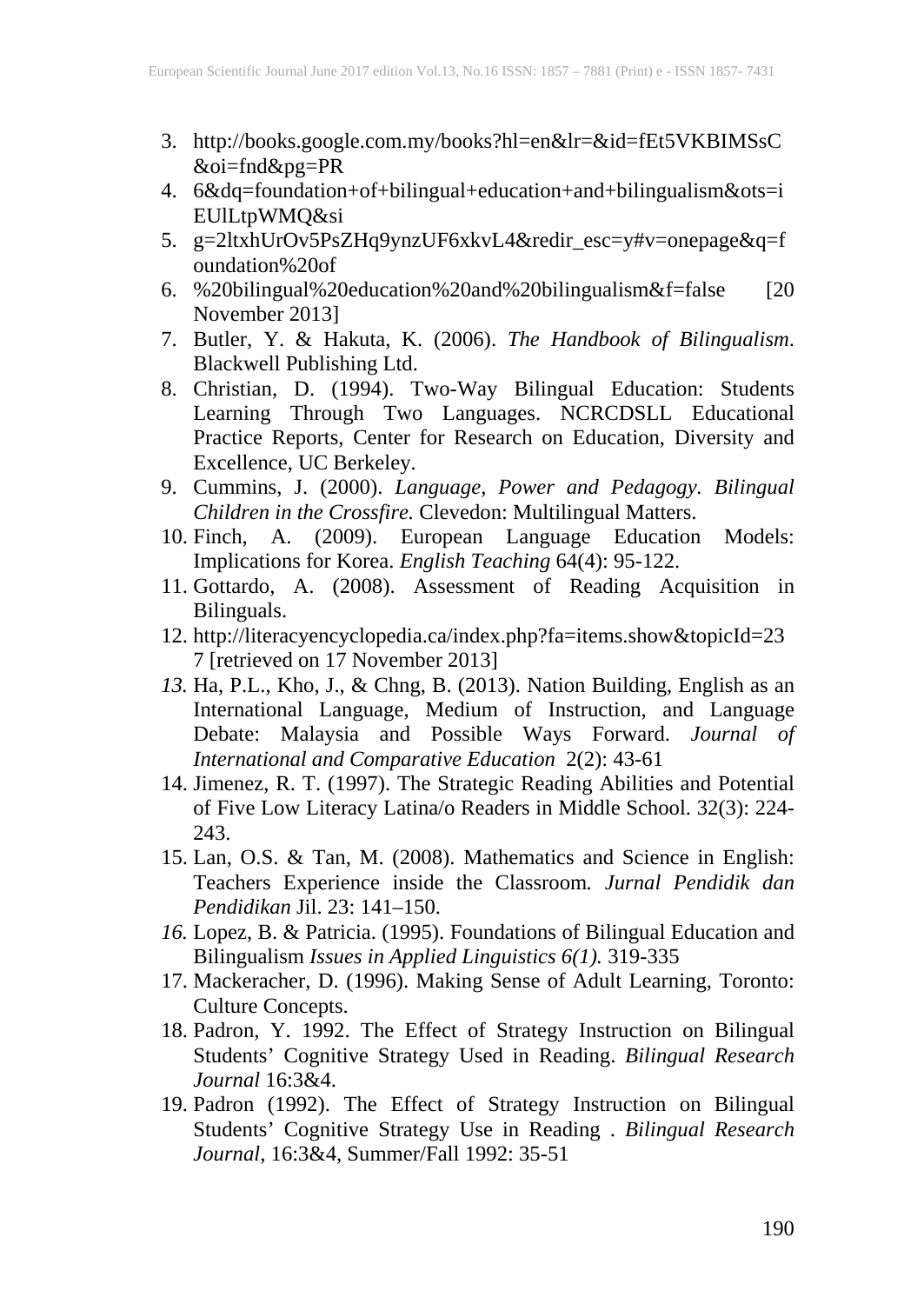3. http://books.google.com.my/books?hl=en&lr=&id=fEt5VKBIMSsC&oi=fnd&pg=PR
4. 6&dq=foundation+of+bilingual+education+and+bilingualism&ots=iEUlLtpWMQ&si
5. g=2ltxhUrOv5PsZHq9ynzUF6xkvL4&redir_esc=y#v=onepage&q=foundation%20of
6. %20bilingual%20education%20and%20bilingualism&f=false [20 November 2013]
7. Butler, Y. & Hakuta, K. (2006). *The Handbook of Bilingualism*. Blackwell Publishing Ltd.
8. Christian, D. (1994). Two-Way Bilingual Education: Students Learning Through Two Languages. NCRCDSLL Educational Practice Reports, Center for Research on Education, Diversity and Excellence, UC Berkeley.
9. Cummins, J. (2000). *Language, Power and Pedagogy. Bilingual Children in the Crossfire.* Clevedon: Multilingual Matters.
10. Finch, A. (2009). European Language Education Models: Implications for Korea. *English Teaching* 64(4): 95-122.
11. Gottardo, A. (2008). Assessment of Reading Acquisition in Bilinguals.
12. http://literacyencyclopedia.ca/index.php?fa=items.show&topicId=237 [retrieved on 17 November 2013]
13. Ha, P.L., Kho, J., & Chng, B. (2013). Nation Building, English as an International Language, Medium of Instruction, and Language Debate: Malaysia and Possible Ways Forward. *Journal of International and Comparative Education* 2(2): 43-61
14. Jimenez, R. T. (1997). The Strategic Reading Abilities and Potential of Five Low Literacy Latina/o Readers in Middle School. 32(3): 224-243.
15. Lan, O.S. & Tan, M. (2008). Mathematics and Science in English: Teachers Experience inside the Classroom*. Jurnal Pendidik dan Pendidikan* Jil. 23: 141–150.
16. Lopez, B. & Patricia. (1995). Foundations of Bilingual Education and Bilingualism *Issues in Applied Linguistics 6(1).* 319-335
17. Mackeracher, D. (1996). Making Sense of Adult Learning, Toronto: Culture Concepts.
18. Padron, Y. 1992. The Effect of Strategy Instruction on Bilingual Students' Cognitive Strategy Used in Reading. *Bilingual Research Journal* 16:3&4.
19. Padron (1992). The Effect of Strategy Instruction on Bilingual Students' Cognitive Strategy Use in Reading . *Bilingual Research Journal*, 16:3&4, Summer/Fall 1992: 35-51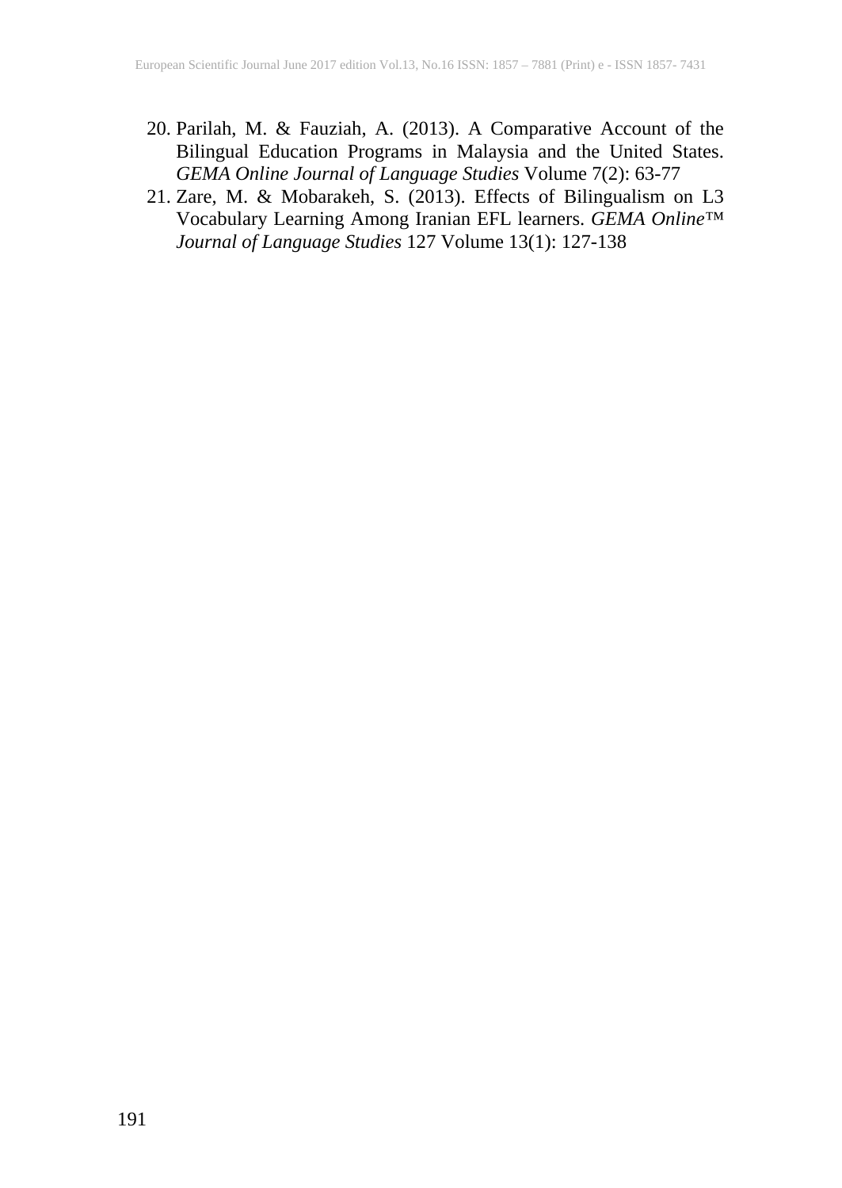20. Parilah, M. & Fauziah, A. (2013). A Comparative Account of the Bilingual Education Programs in Malaysia and the United States. *GEMA Online Journal of Language Studies* Volume 7(2): 63-77
21. Zare, M. & Mobarakeh, S. (2013). Effects of Bilingualism on L3 Vocabulary Learning Among Iranian EFL learners. *GEMA Online™ Journal of Language Studies* 127 Volume 13(1): 127-138